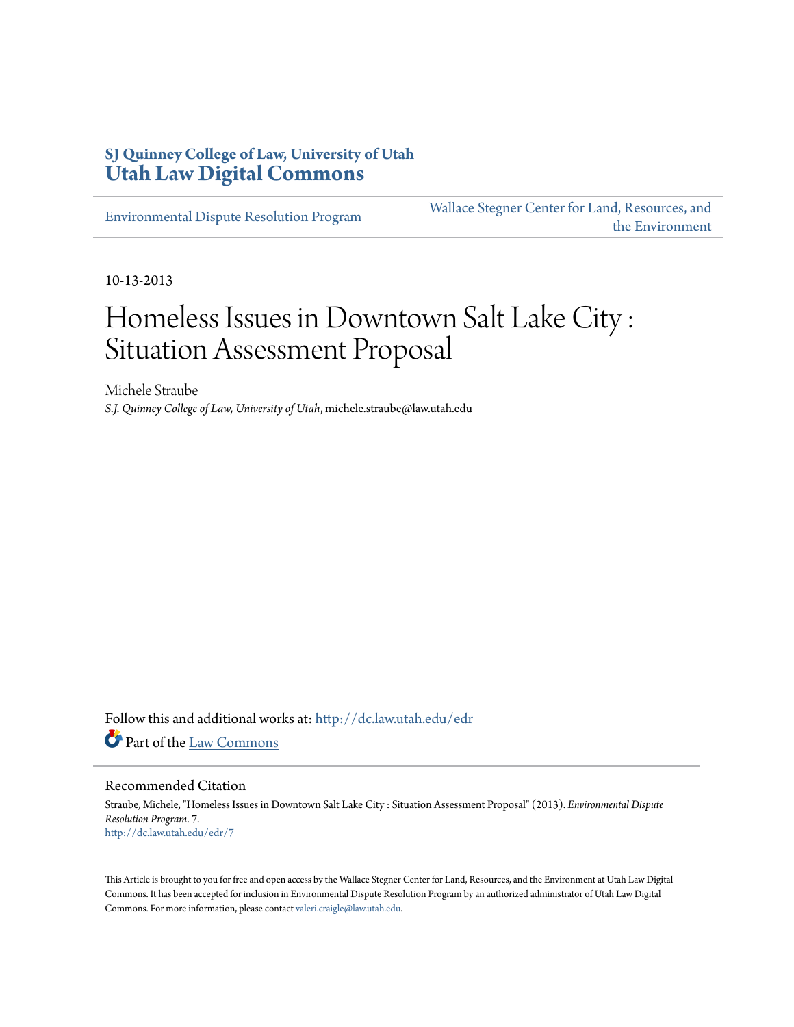**SJ Quinney College of Law, University of Utah**
**Utah Law Digital Commons**

Environmental Dispute Resolution Program | Wallace Stegner Center for Land, Resources, and the Environment

10-13-2013

# Homeless Issues in Downtown Salt Lake City : Situation Assessment Proposal

Michele Straube
*S.J. Quinney College of Law, University of Utah*, michele.straube@law.utah.edu

Follow this and additional works at: http://dc.law.utah.edu/edr

Part of the Law Commons

## Recommended Citation

Straube, Michele, "Homeless Issues in Downtown Salt Lake City : Situation Assessment Proposal" (2013). *Environmental Dispute Resolution Program*. 7.
http://dc.law.utah.edu/edr/7

This Article is brought to you for free and open access by the Wallace Stegner Center for Land, Resources, and the Environment at Utah Law Digital Commons. It has been accepted for inclusion in Environmental Dispute Resolution Program by an authorized administrator of Utah Law Digital Commons. For more information, please contact valeri.craigle@law.utah.edu.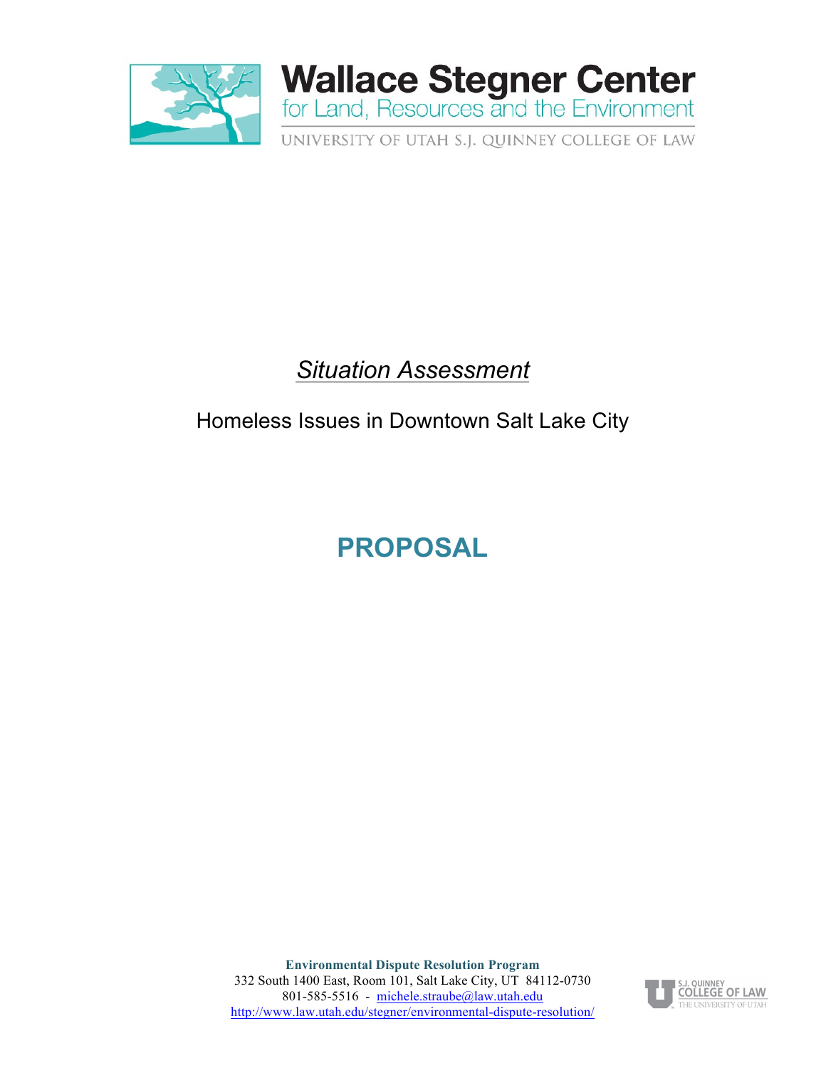# Wallace Stegner Center

for Land, Resources and the Environment

UNIVERSITY OF UTAH S.J. QUINNEY COLLEGE OF LAW

*Situation Assessment*

Homeless Issues in Downtown Salt Lake City

## PROPOSAL

**Environmental Dispute Resolution Program**
332 South 1400 East, Room 101, Salt Lake City, UT 84112-0730
801-585-5516 - michele.straube@law.utah.edu
http://www.law.utah.edu/stegner/environmental-dispute-resolution/

S.J. QUINNEY COLLEGE OF LAW
THE UNIVERSITY OF UTAH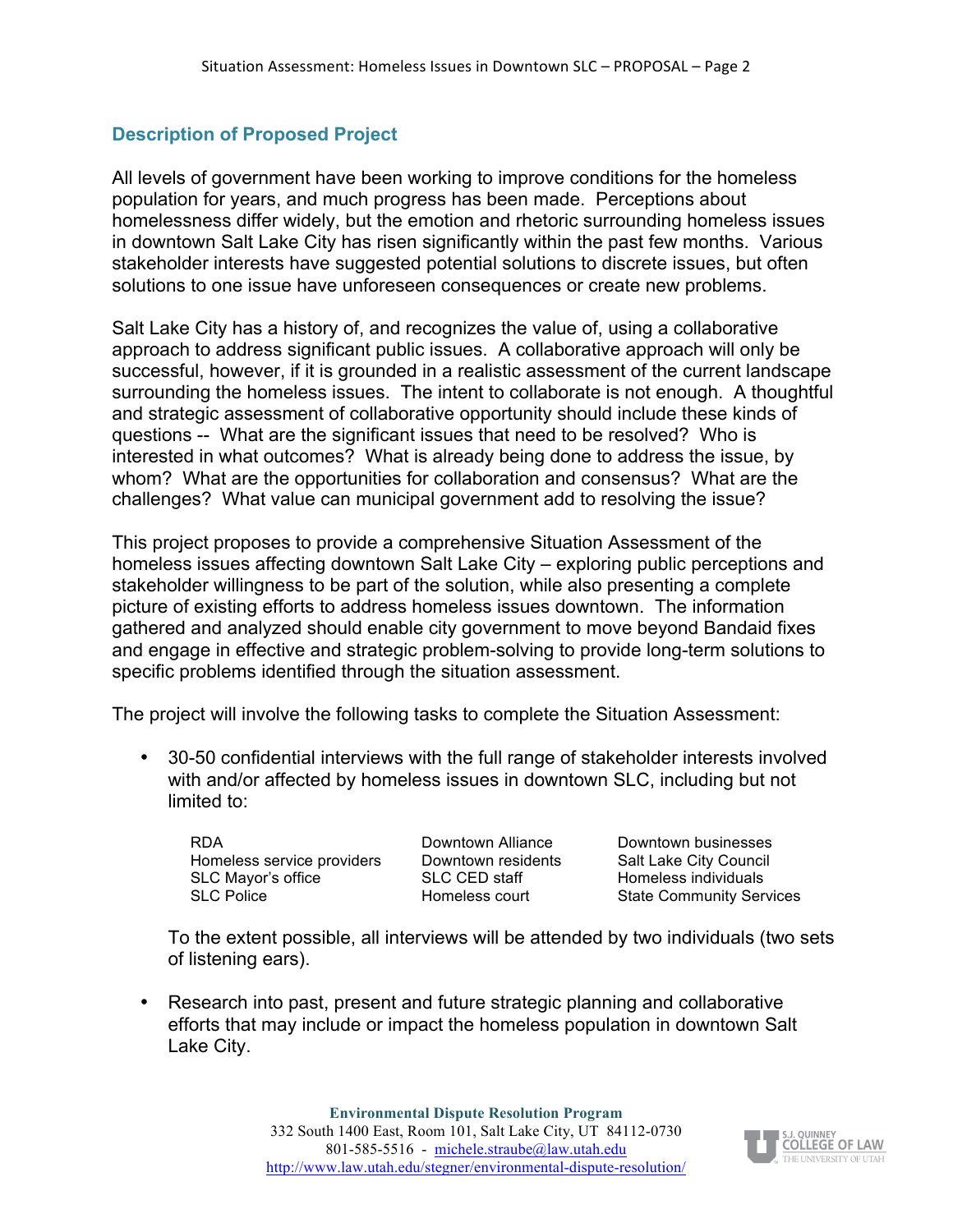## Description of Proposed Project

All levels of government have been working to improve conditions for the homeless population for years, and much progress has been made. Perceptions about homelessness differ widely, but the emotion and rhetoric surrounding homeless issues in downtown Salt Lake City has risen significantly within the past few months. Various stakeholder interests have suggested potential solutions to discrete issues, but often solutions to one issue have unforeseen consequences or create new problems.

Salt Lake City has a history of, and recognizes the value of, using a collaborative approach to address significant public issues. A collaborative approach will only be successful, however, if it is grounded in a realistic assessment of the current landscape surrounding the homeless issues. The intent to collaborate is not enough. A thoughtful and strategic assessment of collaborative opportunity should include these kinds of questions -- What are the significant issues that need to be resolved? Who is interested in what outcomes? What is already being done to address the issue, by whom? What are the opportunities for collaboration and consensus? What are the challenges? What value can municipal government add to resolving the issue?

This project proposes to provide a comprehensive Situation Assessment of the homeless issues affecting downtown Salt Lake City – exploring public perceptions and stakeholder willingness to be part of the solution, while also presenting a complete picture of existing efforts to address homeless issues downtown. The information gathered and analyzed should enable city government to move beyond Bandaid fixes and engage in effective and strategic problem-solving to provide long-term solutions to specific problems identified through the situation assessment.

The project will involve the following tasks to complete the Situation Assessment:

- 30-50 confidential interviews with the full range of stakeholder interests involved with and/or affected by homeless issues in downtown SLC, including but not limited to:

  | | | |
  |---|---|---|
  | RDA | Downtown Alliance | Downtown businesses |
  | Homeless service providers | Downtown residents | Salt Lake City Council |
  | SLC Mayor's office | SLC CED staff | Homeless individuals |
  | SLC Police | Homeless court | State Community Services |

  To the extent possible, all interviews will be attended by two individuals (two sets of listening ears).

- Research into past, present and future strategic planning and collaborative efforts that may include or impact the homeless population in downtown Salt Lake City.

**Environmental Dispute Resolution Program**
332 South 1400 East, Room 101, Salt Lake City, UT 84112-0730
801-585-5516 - michele.straube@law.utah.edu
http://www.law.utah.edu/stegner/environmental-dispute-resolution/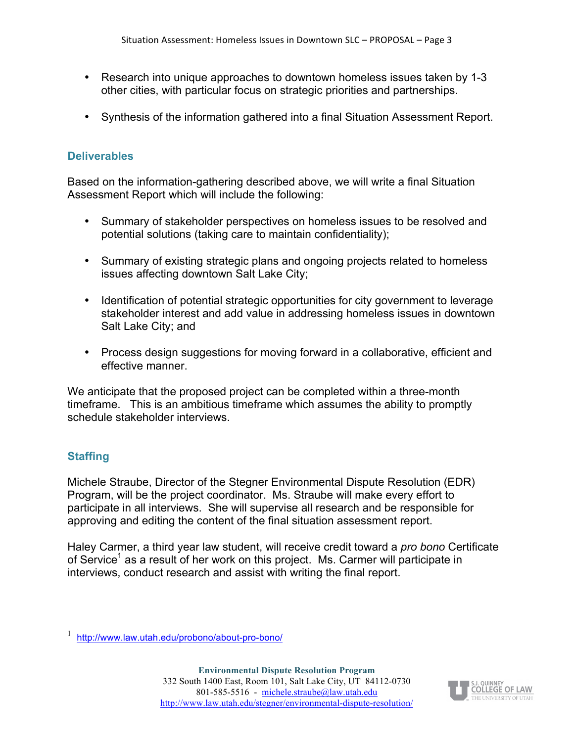- Research into unique approaches to downtown homeless issues taken by 1-3 other cities, with particular focus on strategic priorities and partnerships.

- Synthesis of the information gathered into a final Situation Assessment Report.

### Deliverables

Based on the information-gathering described above, we will write a final Situation Assessment Report which will include the following:

- Summary of stakeholder perspectives on homeless issues to be resolved and potential solutions (taking care to maintain confidentiality);

- Summary of existing strategic plans and ongoing projects related to homeless issues affecting downtown Salt Lake City;

- Identification of potential strategic opportunities for city government to leverage stakeholder interest and add value in addressing homeless issues in downtown Salt Lake City; and

- Process design suggestions for moving forward in a collaborative, efficient and effective manner.

We anticipate that the proposed project can be completed within a three-month timeframe. This is an ambitious timeframe which assumes the ability to promptly schedule stakeholder interviews.

### Staffing

Michele Straube, Director of the Stegner Environmental Dispute Resolution (EDR) Program, will be the project coordinator. Ms. Straube will make every effort to participate in all interviews. She will supervise all research and be responsible for approving and editing the content of the final situation assessment report.

Haley Carmer, a third year law student, will receive credit toward a *pro bono* Certificate of Service[1] as a result of her work on this project. Ms. Carmer will participate in interviews, conduct research and assist with writing the final report.

---

[1] http://www.law.utah.edu/probono/about-pro-bono/

**Environmental Dispute Resolution Program**
332 South 1400 East, Room 101, Salt Lake City, UT 84112-0730
801-585-5516 - michele.straube@law.utah.edu
http://www.law.utah.edu/stegner/environmental-dispute-resolution/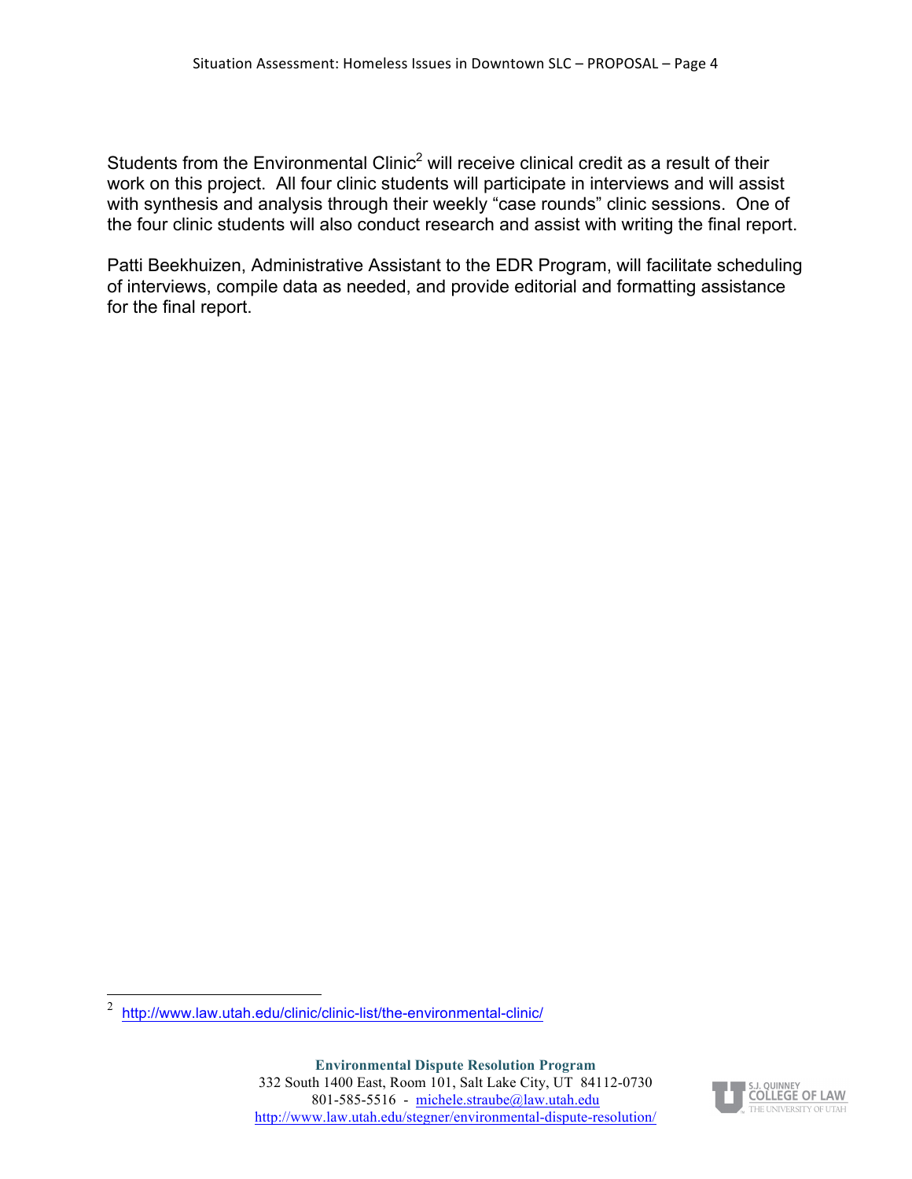Students from the Environmental Clinic[2] will receive clinical credit as a result of their work on this project. All four clinic students will participate in interviews and will assist with synthesis and analysis through their weekly "case rounds" clinic sessions. One of the four clinic students will also conduct research and assist with writing the final report.

Patti Beekhuizen, Administrative Assistant to the EDR Program, will facilitate scheduling of interviews, compile data as needed, and provide editorial and formatting assistance for the final report.

---

[2] http://www.law.utah.edu/clinic/clinic-list/the-environmental-clinic/

**Environmental Dispute Resolution Program**
332 South 1400 East, Room 101, Salt Lake City, UT 84112-0730
801-585-5516 - michele.straube@law.utah.edu
http://www.law.utah.edu/stegner/environmental-dispute-resolution/